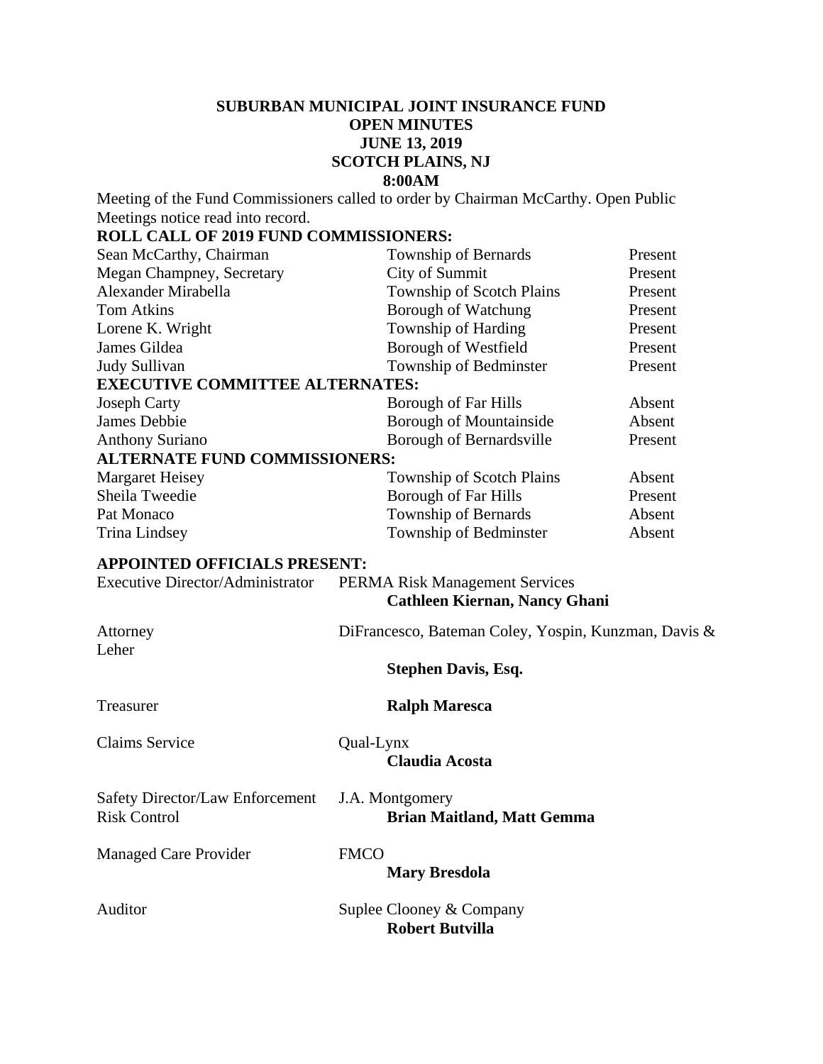# SUBURBAN MUNICIPAL JOINT INSURANCE FUND
## OPEN MINUTES
## JUNE 13, 2019
## SCOTCH PLAINS, NJ
## 8:00AM

Meeting of the Fund Commissioners called to order by Chairman McCarthy. Open Public Meetings notice read into record.

**ROLL CALL OF 2019 FUND COMMISSIONERS:**

| | | |
|---|---|---|
| Sean McCarthy, Chairman | Township of Bernards | Present |
| Megan Champney, Secretary | City of Summit | Present |
| Alexander Mirabella | Township of Scotch Plains | Present |
| Tom Atkins | Borough of Watchung | Present |
| Lorene K. Wright | Township of Harding | Present |
| James Gildea | Borough of Westfield | Present |
| Judy Sullivan | Township of Bedminster | Present |

**EXECUTIVE COMMITTEE ALTERNATES:**

| | | |
|---|---|---|
| Joseph Carty | Borough of Far Hills | Absent |
| James Debbie | Borough of Mountainside | Absent |
| Anthony Suriano | Borough of Bernardsville | Present |

**ALTERNATE FUND COMMISSIONERS:**

| | | |
|---|---|---|
| Margaret Heisey | Township of Scotch Plains | Absent |
| Sheila Tweedie | Borough of Far Hills | Present |
| Pat Monaco | Township of Bernards | Absent |
| Trina Lindsey | Township of Bedminster | Absent |

**APPOINTED OFFICIALS PRESENT:**

Executive Director/Administrator — PERMA Risk Management Services
**Cathleen Kiernan, Nancy Ghani**

Attorney — DiFrancesco, Bateman Coley, Yospin, Kunzman, Davis & Leher
**Stephen Davis, Esq.**

Treasurer — **Ralph Maresca**

Claims Service — Qual-Lynx
**Claudia Acosta**

Safety Director/Law Enforcement Risk Control — J.A. Montgomery
**Brian Maitland, Matt Gemma**

Managed Care Provider — FMCO
**Mary Bresdola**

Auditor — Suplee Clooney & Company
**Robert Butvilla**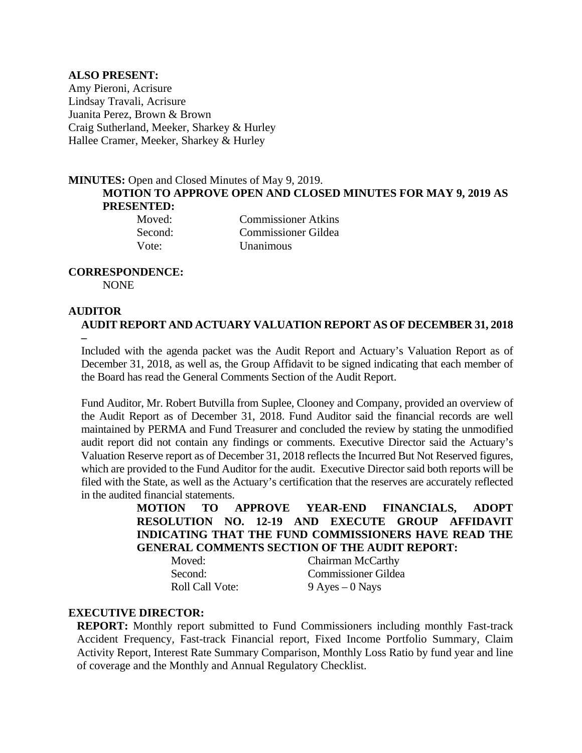**ALSO PRESENT:**
Amy Pieroni, Acrisure
Lindsay Travali, Acrisure
Juanita Perez, Brown & Brown
Craig Sutherland, Meeker, Sharkey & Hurley
Hallee Cramer, Meeker, Sharkey & Hurley

**MINUTES:** Open and Closed Minutes of May 9, 2019.

**MOTION TO APPROVE OPEN AND CLOSED MINUTES FOR MAY 9, 2019 AS PRESENTED:**

Moved: Commissioner Atkins
Second: Commissioner Gildea
Vote: Unanimous

**CORRESPONDENCE:**
NONE

**AUDITOR**

**AUDIT REPORT AND ACTUARY VALUATION REPORT AS OF DECEMBER 31, 2018 –**

Included with the agenda packet was the Audit Report and Actuary's Valuation Report as of December 31, 2018, as well as, the Group Affidavit to be signed indicating that each member of the Board has read the General Comments Section of the Audit Report.

Fund Auditor, Mr. Robert Butvilla from Suplee, Clooney and Company, provided an overview of the Audit Report as of December 31, 2018. Fund Auditor said the financial records are well maintained by PERMA and Fund Treasurer and concluded the review by stating the unmodified audit report did not contain any findings or comments. Executive Director said the Actuary's Valuation Reserve report as of December 31, 2018 reflects the Incurred But Not Reserved figures, which are provided to the Fund Auditor for the audit. Executive Director said both reports will be filed with the State, as well as the Actuary's certification that the reserves are accurately reflected in the audited financial statements.

**MOTION TO APPROVE YEAR-END FINANCIALS, ADOPT RESOLUTION NO. 12-19 AND EXECUTE GROUP AFFIDAVIT INDICATING THAT THE FUND COMMISSIONERS HAVE READ THE GENERAL COMMENTS SECTION OF THE AUDIT REPORT:**

Moved: Chairman McCarthy
Second: Commissioner Gildea
Roll Call Vote: 9 Ayes – 0 Nays

**EXECUTIVE DIRECTOR:**

**REPORT:** Monthly report submitted to Fund Commissioners including monthly Fast-track Accident Frequency, Fast-track Financial report, Fixed Income Portfolio Summary, Claim Activity Report, Interest Rate Summary Comparison, Monthly Loss Ratio by fund year and line of coverage and the Monthly and Annual Regulatory Checklist.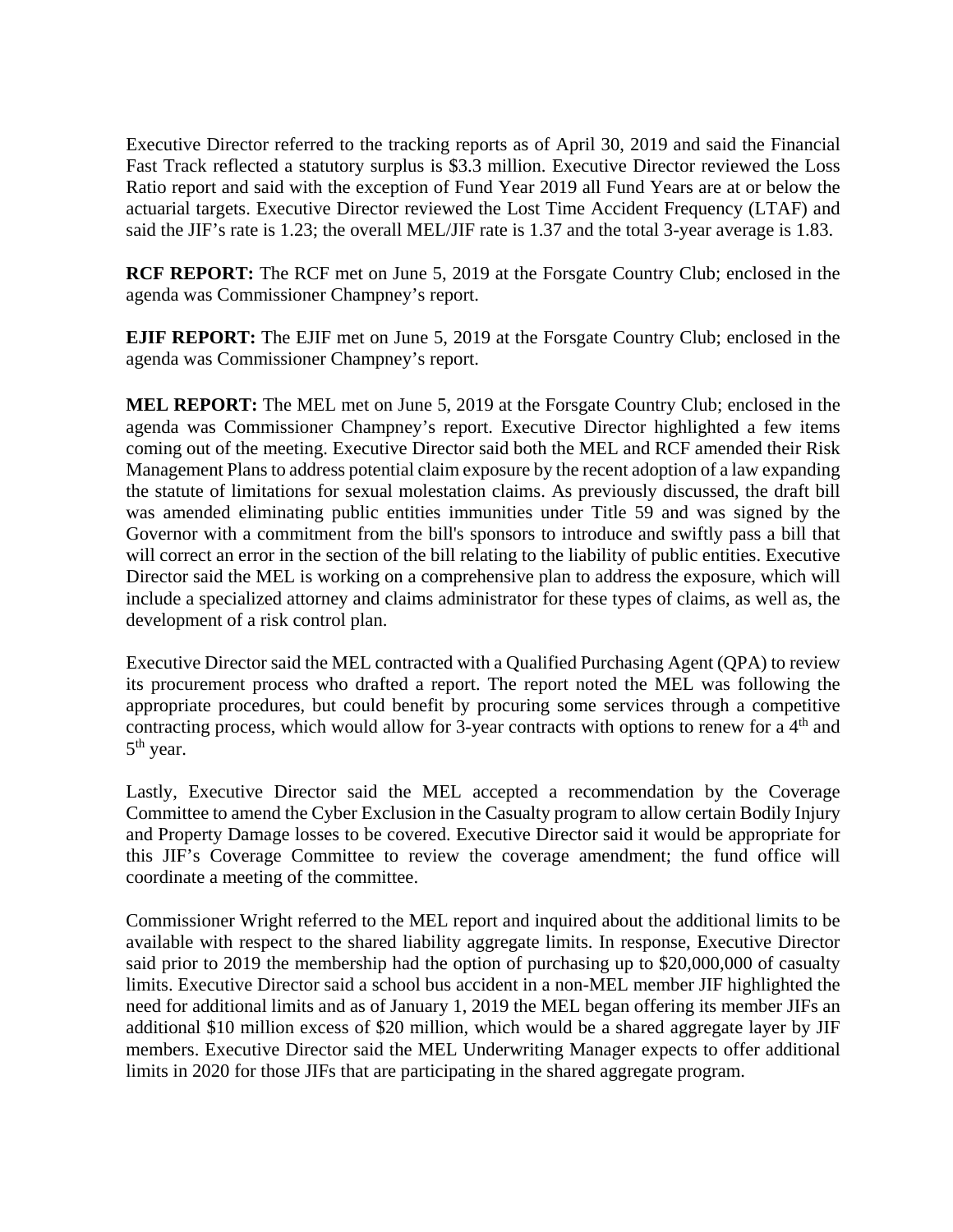Executive Director referred to the tracking reports as of April 30, 2019 and said the Financial Fast Track reflected a statutory surplus is $3.3 million. Executive Director reviewed the Loss Ratio report and said with the exception of Fund Year 2019 all Fund Years are at or below the actuarial targets. Executive Director reviewed the Lost Time Accident Frequency (LTAF) and said the JIF's rate is 1.23; the overall MEL/JIF rate is 1.37 and the total 3-year average is 1.83.

**RCF REPORT:** The RCF met on June 5, 2019 at the Forsgate Country Club; enclosed in the agenda was Commissioner Champney's report.

**EJIF REPORT:** The EJIF met on June 5, 2019 at the Forsgate Country Club; enclosed in the agenda was Commissioner Champney's report.

**MEL REPORT:** The MEL met on June 5, 2019 at the Forsgate Country Club; enclosed in the agenda was Commissioner Champney's report. Executive Director highlighted a few items coming out of the meeting. Executive Director said both the MEL and RCF amended their Risk Management Plans to address potential claim exposure by the recent adoption of a law expanding the statute of limitations for sexual molestation claims. As previously discussed, the draft bill was amended eliminating public entities immunities under Title 59 and was signed by the Governor with a commitment from the bill's sponsors to introduce and swiftly pass a bill that will correct an error in the section of the bill relating to the liability of public entities. Executive Director said the MEL is working on a comprehensive plan to address the exposure, which will include a specialized attorney and claims administrator for these types of claims, as well as, the development of a risk control plan.

Executive Director said the MEL contracted with a Qualified Purchasing Agent (QPA) to review its procurement process who drafted a report. The report noted the MEL was following the appropriate procedures, but could benefit by procuring some services through a competitive contracting process, which would allow for 3-year contracts with options to renew for a 4th and 5th year.

Lastly, Executive Director said the MEL accepted a recommendation by the Coverage Committee to amend the Cyber Exclusion in the Casualty program to allow certain Bodily Injury and Property Damage losses to be covered. Executive Director said it would be appropriate for this JIF's Coverage Committee to review the coverage amendment; the fund office will coordinate a meeting of the committee.

Commissioner Wright referred to the MEL report and inquired about the additional limits to be available with respect to the shared liability aggregate limits. In response, Executive Director said prior to 2019 the membership had the option of purchasing up to $20,000,000 of casualty limits. Executive Director said a school bus accident in a non-MEL member JIF highlighted the need for additional limits and as of January 1, 2019 the MEL began offering its member JIFs an additional $10 million excess of $20 million, which would be a shared aggregate layer by JIF members. Executive Director said the MEL Underwriting Manager expects to offer additional limits in 2020 for those JIFs that are participating in the shared aggregate program.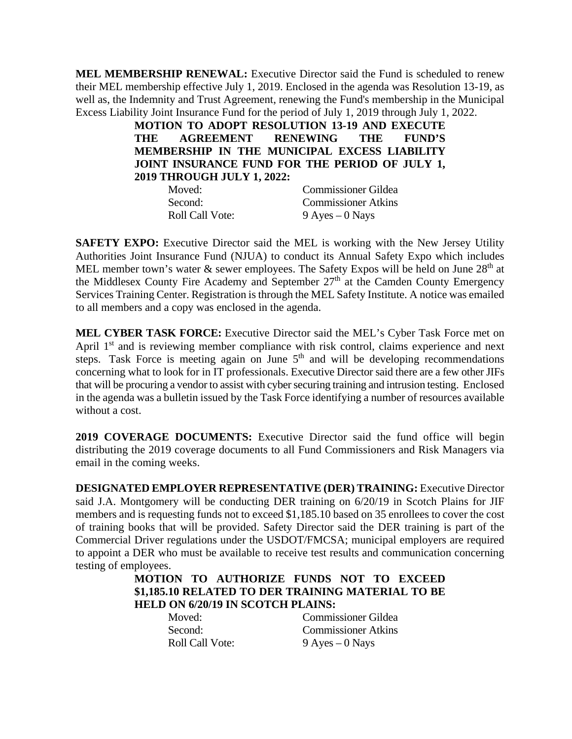**MEL MEMBERSHIP RENEWAL:** Executive Director said the Fund is scheduled to renew their MEL membership effective July 1, 2019. Enclosed in the agenda was Resolution 13-19, as well as, the Indemnity and Trust Agreement, renewing the Fund's membership in the Municipal Excess Liability Joint Insurance Fund for the period of July 1, 2019 through July 1, 2022.

**MOTION TO ADOPT RESOLUTION 13-19 AND EXECUTE THE AGREEMENT RENEWING THE FUND'S MEMBERSHIP IN THE MUNICIPAL EXCESS LIABILITY JOINT INSURANCE FUND FOR THE PERIOD OF JULY 1, 2019 THROUGH JULY 1, 2022:**

Moved: Commissioner Gildea
Second: Commissioner Atkins
Roll Call Vote: 9 Ayes – 0 Nays

**SAFETY EXPO:** Executive Director said the MEL is working with the New Jersey Utility Authorities Joint Insurance Fund (NJUA) to conduct its Annual Safety Expo which includes MEL member town's water & sewer employees. The Safety Expos will be held on June 28th at the Middlesex County Fire Academy and September 27th at the Camden County Emergency Services Training Center. Registration is through the MEL Safety Institute. A notice was emailed to all members and a copy was enclosed in the agenda.

**MEL CYBER TASK FORCE:** Executive Director said the MEL's Cyber Task Force met on April 1st and is reviewing member compliance with risk control, claims experience and next steps. Task Force is meeting again on June 5th and will be developing recommendations concerning what to look for in IT professionals. Executive Director said there are a few other JIFs that will be procuring a vendor to assist with cyber securing training and intrusion testing. Enclosed in the agenda was a bulletin issued by the Task Force identifying a number of resources available without a cost.

**2019 COVERAGE DOCUMENTS:** Executive Director said the fund office will begin distributing the 2019 coverage documents to all Fund Commissioners and Risk Managers via email in the coming weeks.

**DESIGNATED EMPLOYER REPRESENTATIVE (DER) TRAINING:** Executive Director said J.A. Montgomery will be conducting DER training on 6/20/19 in Scotch Plains for JIF members and is requesting funds not to exceed $1,185.10 based on 35 enrollees to cover the cost of training books that will be provided. Safety Director said the DER training is part of the Commercial Driver regulations under the USDOT/FMCSA; municipal employers are required to appoint a DER who must be available to receive test results and communication concerning testing of employees.

**MOTION TO AUTHORIZE FUNDS NOT TO EXCEED $1,185.10 RELATED TO DER TRAINING MATERIAL TO BE HELD ON 6/20/19 IN SCOTCH PLAINS:**

Moved: Commissioner Gildea
Second: Commissioner Atkins
Roll Call Vote: 9 Ayes – 0 Nays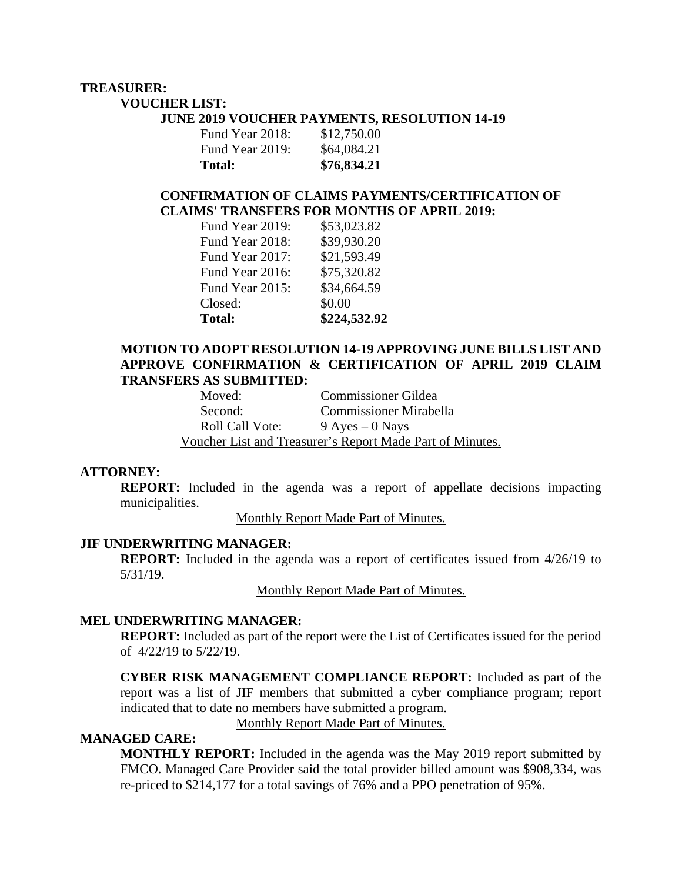**TREASURER:**

**VOUCHER LIST:**

**JUNE 2019 VOUCHER PAYMENTS, RESOLUTION 14-19**

| | |
|---|---|
| Fund Year 2018: | $12,750.00 |
| Fund Year 2019: | $64,084.21 |
| **Total:** | **$76,834.21** |

**CONFIRMATION OF CLAIMS PAYMENTS/CERTIFICATION OF CLAIMS' TRANSFERS FOR MONTHS OF APRIL 2019:**

| | |
|---|---|
| Fund Year 2019: | $53,023.82 |
| Fund Year 2018: | $39,930.20 |
| Fund Year 2017: | $21,593.49 |
| Fund Year 2016: | $75,320.82 |
| Fund Year 2015: | $34,664.59 |
| Closed: | $0.00 |
| **Total:** | **$224,532.92** |

**MOTION TO ADOPT RESOLUTION 14-19 APPROVING JUNE BILLS LIST AND APPROVE CONFIRMATION & CERTIFICATION OF APRIL 2019 CLAIM TRANSFERS AS SUBMITTED:**

| | |
|---|---|
| Moved: | Commissioner Gildea |
| Second: | Commissioner Mirabella |
| Roll Call Vote: | 9 Ayes – 0 Nays |

Voucher List and Treasurer's Report Made Part of Minutes.

**ATTORNEY:**

**REPORT:** Included in the agenda was a report of appellate decisions impacting municipalities.

Monthly Report Made Part of Minutes.

**JIF UNDERWRITING MANAGER:**

**REPORT:** Included in the agenda was a report of certificates issued from 4/26/19 to 5/31/19.

Monthly Report Made Part of Minutes.

**MEL UNDERWRITING MANAGER:**

**REPORT:** Included as part of the report were the List of Certificates issued for the period of 4/22/19 to 5/22/19.

**CYBER RISK MANAGEMENT COMPLIANCE REPORT:** Included as part of the report was a list of JIF members that submitted a cyber compliance program; report indicated that to date no members have submitted a program.

Monthly Report Made Part of Minutes.

**MANAGED CARE:**

**MONTHLY REPORT:** Included in the agenda was the May 2019 report submitted by FMCO. Managed Care Provider said the total provider billed amount was $908,334, was re-priced to $214,177 for a total savings of 76% and a PPO penetration of 95%.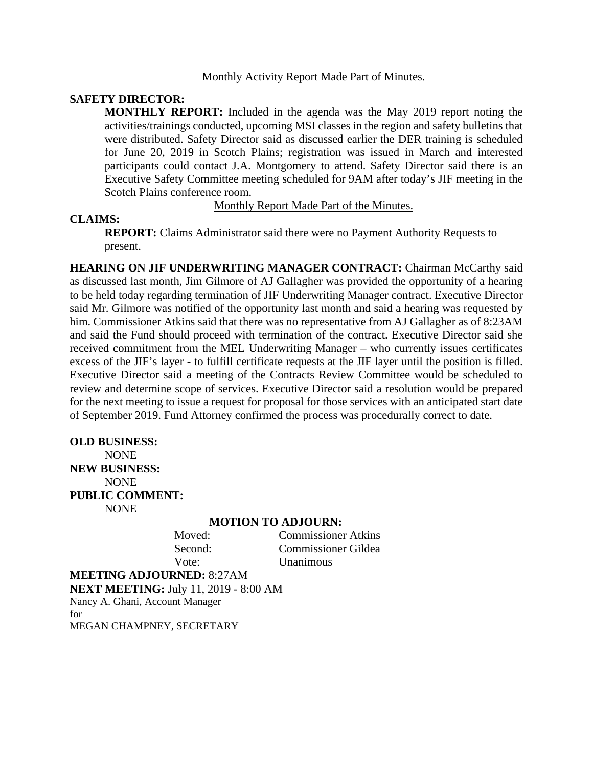Monthly Activity Report Made Part of Minutes.

**SAFETY DIRECTOR:**

**MONTHLY REPORT:** Included in the agenda was the May 2019 report noting the activities/trainings conducted, upcoming MSI classes in the region and safety bulletins that were distributed. Safety Director said as discussed earlier the DER training is scheduled for June 20, 2019 in Scotch Plains; registration was issued in March and interested participants could contact J.A. Montgomery to attend. Safety Director said there is an Executive Safety Committee meeting scheduled for 9AM after today's JIF meeting in the Scotch Plains conference room.

Monthly Report Made Part of the Minutes.

**CLAIMS:**

**REPORT:** Claims Administrator said there were no Payment Authority Requests to present.

**HEARING ON JIF UNDERWRITING MANAGER CONTRACT:** Chairman McCarthy said as discussed last month, Jim Gilmore of AJ Gallagher was provided the opportunity of a hearing to be held today regarding termination of JIF Underwriting Manager contract. Executive Director said Mr. Gilmore was notified of the opportunity last month and said a hearing was requested by him. Commissioner Atkins said that there was no representative from AJ Gallagher as of 8:23AM and said the Fund should proceed with termination of the contract. Executive Director said she received commitment from the MEL Underwriting Manager – who currently issues certificates excess of the JIF's layer - to fulfill certificate requests at the JIF layer until the position is filled. Executive Director said a meeting of the Contracts Review Committee would be scheduled to review and determine scope of services. Executive Director said a resolution would be prepared for the next meeting to issue a request for proposal for those services with an anticipated start date of September 2019. Fund Attorney confirmed the process was procedurally correct to date.

**OLD BUSINESS:**
NONE

**NEW BUSINESS:**
NONE

**PUBLIC COMMENT:**
NONE

**MOTION TO ADJOURN:**

| | |
|---|---|
| Moved: | Commissioner Atkins |
| Second: | Commissioner Gildea |
| Vote: | Unanimous |

**MEETING ADJOURNED:** 8:27AM

**NEXT MEETING:** July 11, 2019 - 8:00 AM

Nancy A. Ghani, Account Manager
for
MEGAN CHAMPNEY, SECRETARY